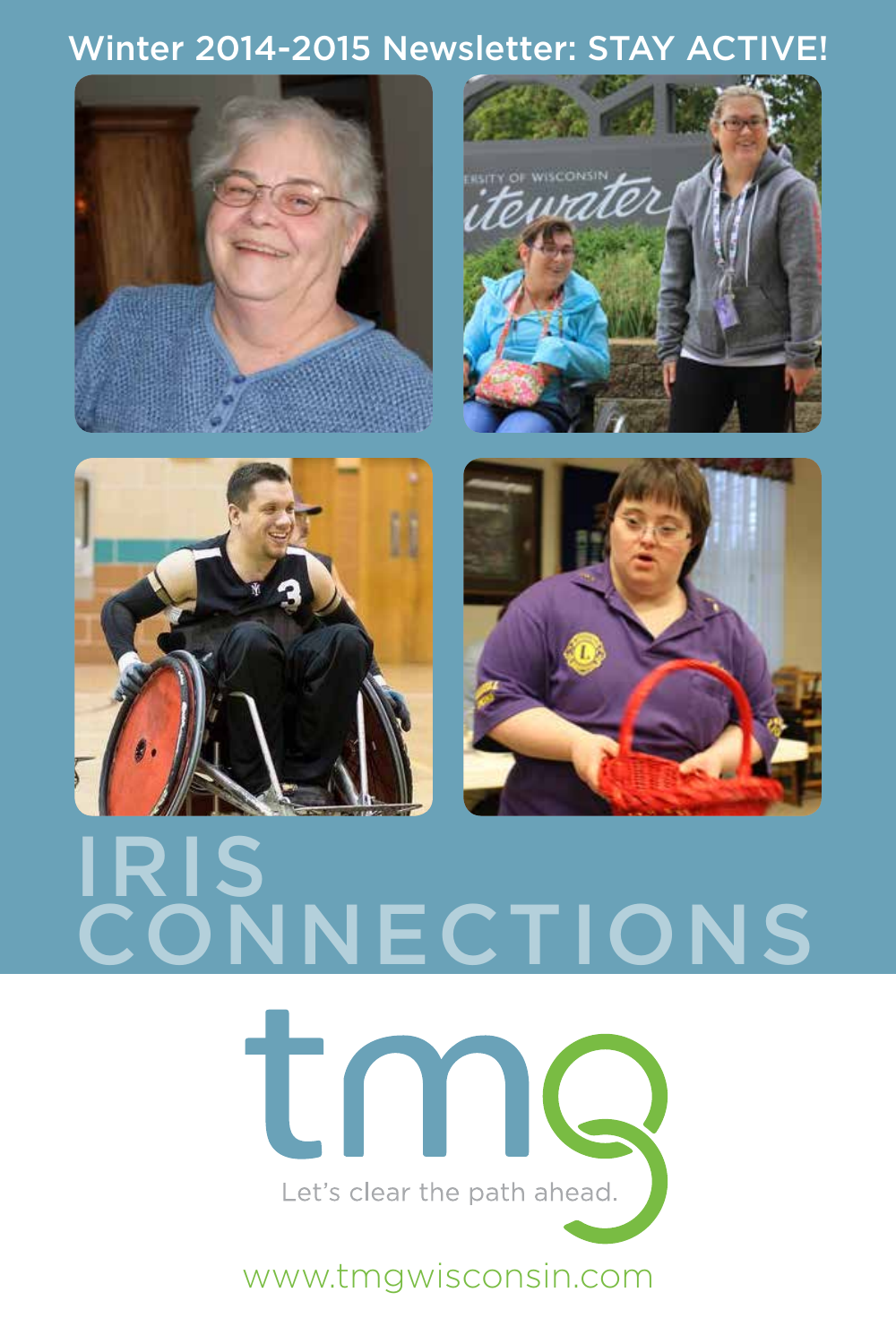Winter 2014-2015 Newsletter: STAY ACTIVE!

# IRIS CONNECTIONS

tmg

Let's clear the path ahead.

www.tmgwisconsin.com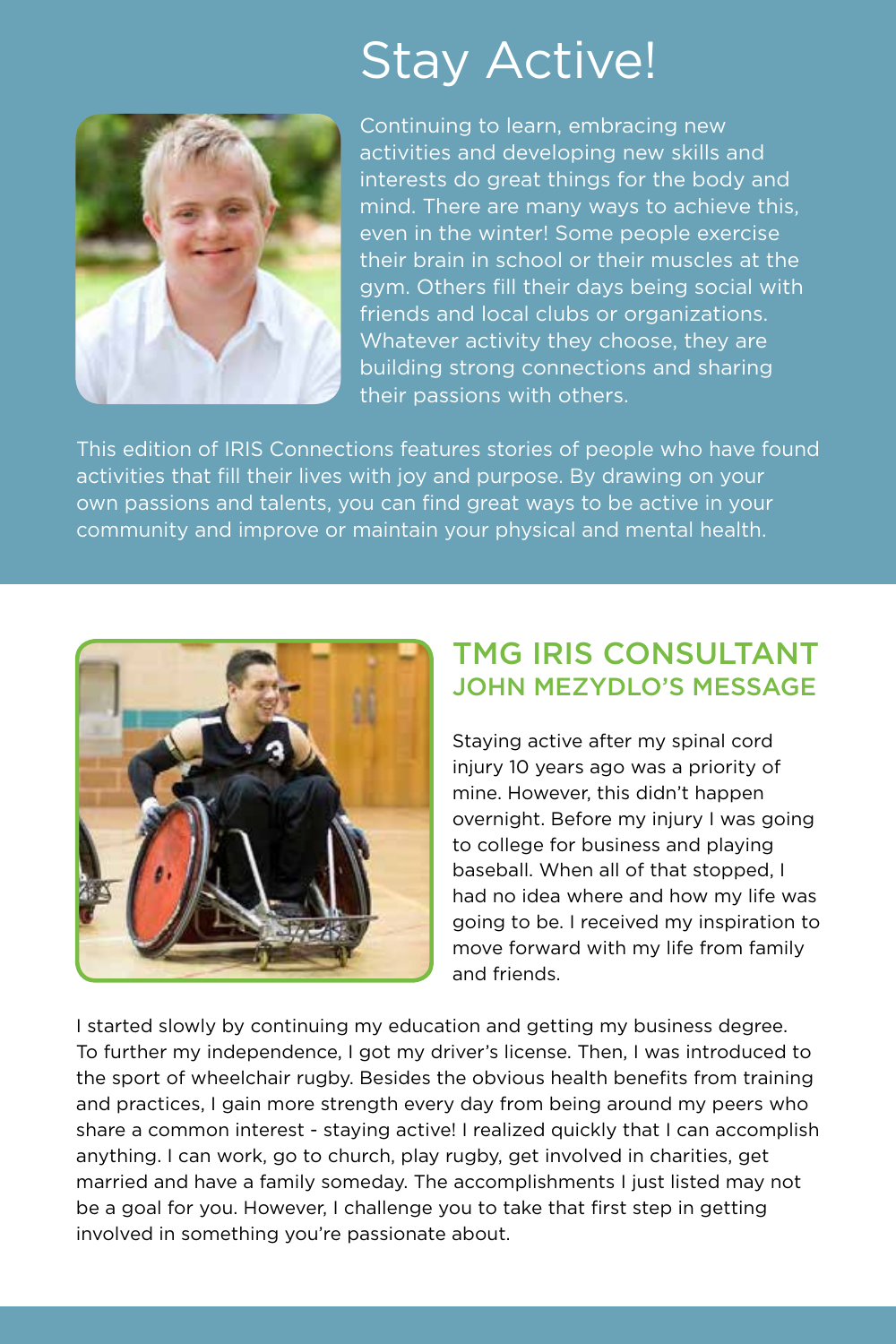# Stay Active!

Continuing to learn, embracing new activities and developing new skills and interests do great things for the body and mind. There are many ways to achieve this, even in the winter! Some people exercise their brain in school or their muscles at the gym. Others fill their days being social with friends and local clubs or organizations. Whatever activity they choose, they are building strong connections and sharing their passions with others.

This edition of IRIS Connections features stories of people who have found activities that fill their lives with joy and purpose. By drawing on your own passions and talents, you can find great ways to be active in your community and improve or maintain your physical and mental health.

## TMG IRIS CONSULTANT JOHN MEZYDLO'S MESSAGE

Staying active after my spinal cord injury 10 years ago was a priority of mine. However, this didn't happen overnight. Before my injury I was going to college for business and playing baseball. When all of that stopped, I had no idea where and how my life was going to be. I received my inspiration to move forward with my life from family and friends.

I started slowly by continuing my education and getting my business degree. To further my independence, I got my driver's license. Then, I was introduced to the sport of wheelchair rugby. Besides the obvious health benefits from training and practices, I gain more strength every day from being around my peers who share a common interest - staying active! I realized quickly that I can accomplish anything. I can work, go to church, play rugby, get involved in charities, get married and have a family someday. The accomplishments I just listed may not be a goal for you. However, I challenge you to take that first step in getting involved in something you're passionate about.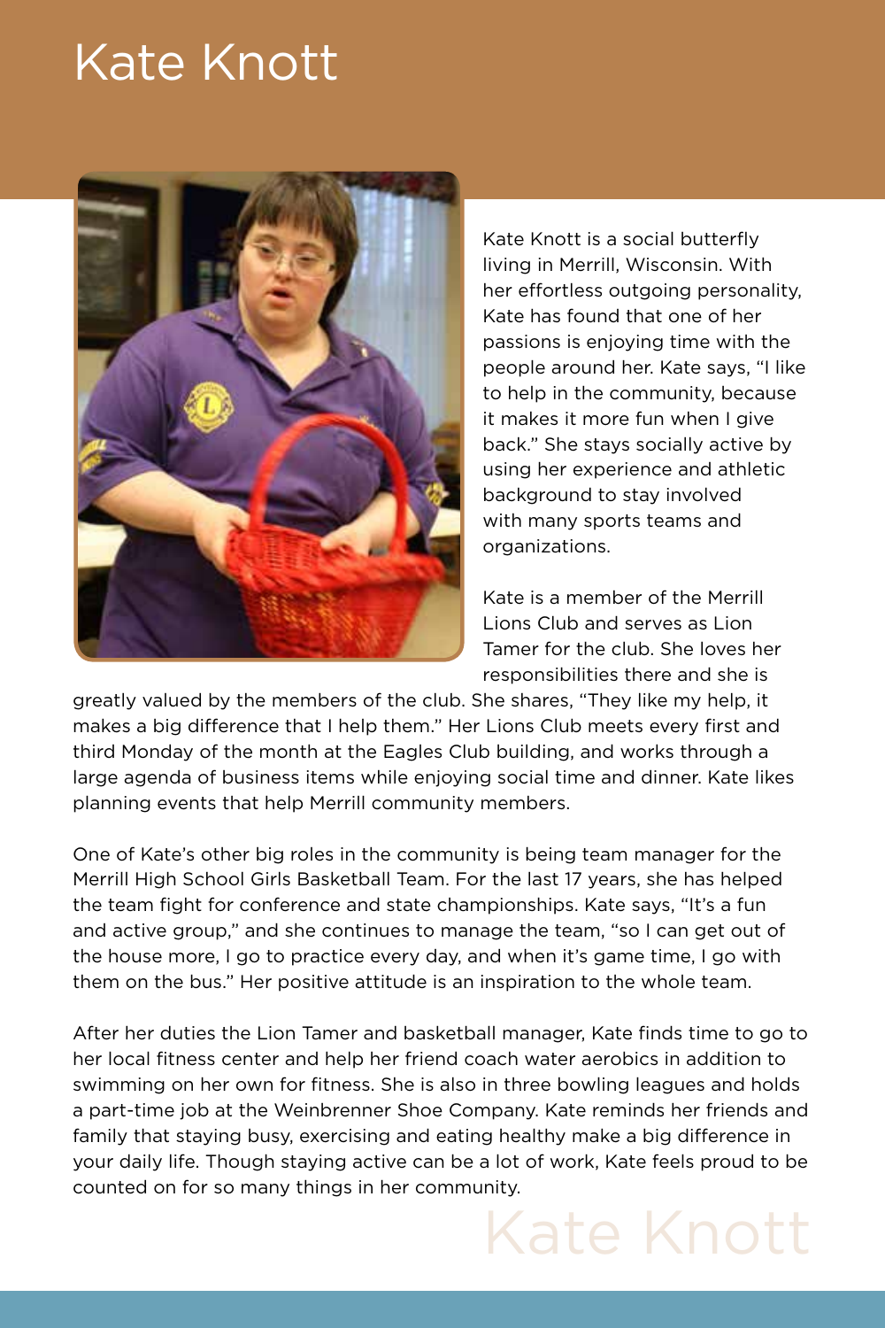# Kate Knott

Kate Knott is a social butterfly living in Merrill, Wisconsin. With her effortless outgoing personality, Kate has found that one of her passions is enjoying time with the people around her. Kate says, "I like to help in the community, because it makes it more fun when I give back." She stays socially active by using her experience and athletic background to stay involved with many sports teams and organizations.

Kate is a member of the Merrill Lions Club and serves as Lion Tamer for the club. She loves her responsibilities there and she is greatly valued by the members of the club. She shares, "They like my help, it makes a big difference that I help them." Her Lions Club meets every first and third Monday of the month at the Eagles Club building, and works through a large agenda of business items while enjoying social time and dinner. Kate likes planning events that help Merrill community members.

One of Kate's other big roles in the community is being team manager for the Merrill High School Girls Basketball Team. For the last 17 years, she has helped the team fight for conference and state championships. Kate says, "It's a fun and active group," and she continues to manage the team, "so I can get out of the house more, I go to practice every day, and when it's game time, I go with them on the bus." Her positive attitude is an inspiration to the whole team.

After her duties the Lion Tamer and basketball manager, Kate finds time to go to her local fitness center and help her friend coach water aerobics in addition to swimming on her own for fitness. She is also in three bowling leagues and holds a part-time job at the Weinbrenner Shoe Company. Kate reminds her friends and family that staying busy, exercising and eating healthy make a big difference in your daily life. Though staying active can be a lot of work, Kate feels proud to be counted on for so many things in her community.

Kate Knott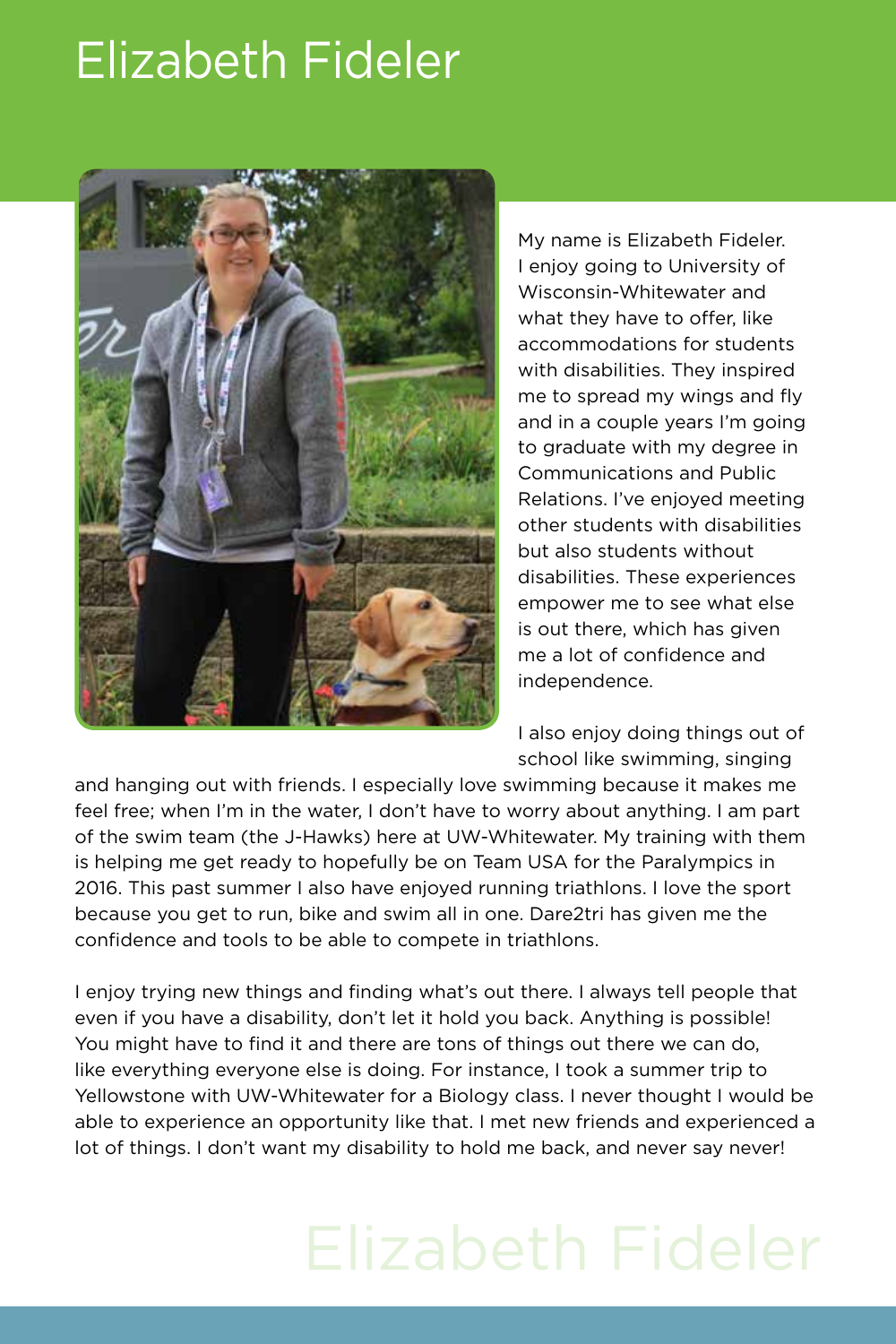# Elizabeth Fideler

My name is Elizabeth Fideler. I enjoy going to University of Wisconsin-Whitewater and what they have to offer, like accommodations for students with disabilities. They inspired me to spread my wings and fly and in a couple years I'm going to graduate with my degree in Communications and Public Relations. I've enjoyed meeting other students with disabilities but also students without disabilities. These experiences empower me to see what else is out there, which has given me a lot of confidence and independence.

I also enjoy doing things out of school like swimming, singing and hanging out with friends. I especially love swimming because it makes me feel free; when I'm in the water, I don't have to worry about anything. I am part of the swim team (the J-Hawks) here at UW-Whitewater. My training with them is helping me get ready to hopefully be on Team USA for the Paralympics in 2016. This past summer I also have enjoyed running triathlons. I love the sport because you get to run, bike and swim all in one. Dare2tri has given me the confidence and tools to be able to compete in triathlons.

I enjoy trying new things and finding what's out there. I always tell people that even if you have a disability, don't let it hold you back. Anything is possible! You might have to find it and there are tons of things out there we can do, like everything everyone else is doing. For instance, I took a summer trip to Yellowstone with UW-Whitewater for a Biology class. I never thought I would be able to experience an opportunity like that. I met new friends and experienced a lot of things. I don't want my disability to hold me back, and never say never!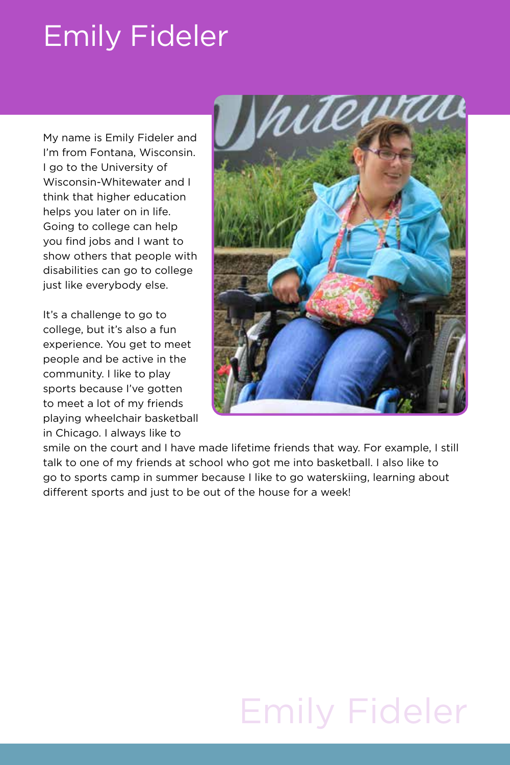# Emily Fideler

My name is Emily Fideler and I'm from Fontana, Wisconsin. I go to the University of Wisconsin-Whitewater and I think that higher education helps you later on in life. Going to college can help you find jobs and I want to show others that people with disabilities can go to college just like everybody else.

It's a challenge to go to college, but it's also a fun experience. You get to meet people and be active in the community. I like to play sports because I've gotten to meet a lot of my friends playing wheelchair basketball in Chicago. I always like to smile on the court and I have made lifetime friends that way. For example, I still talk to one of my friends at school who got me into basketball. I also like to go to sports camp in summer because I like to go waterskiing, learning about different sports and just to be out of the house for a week!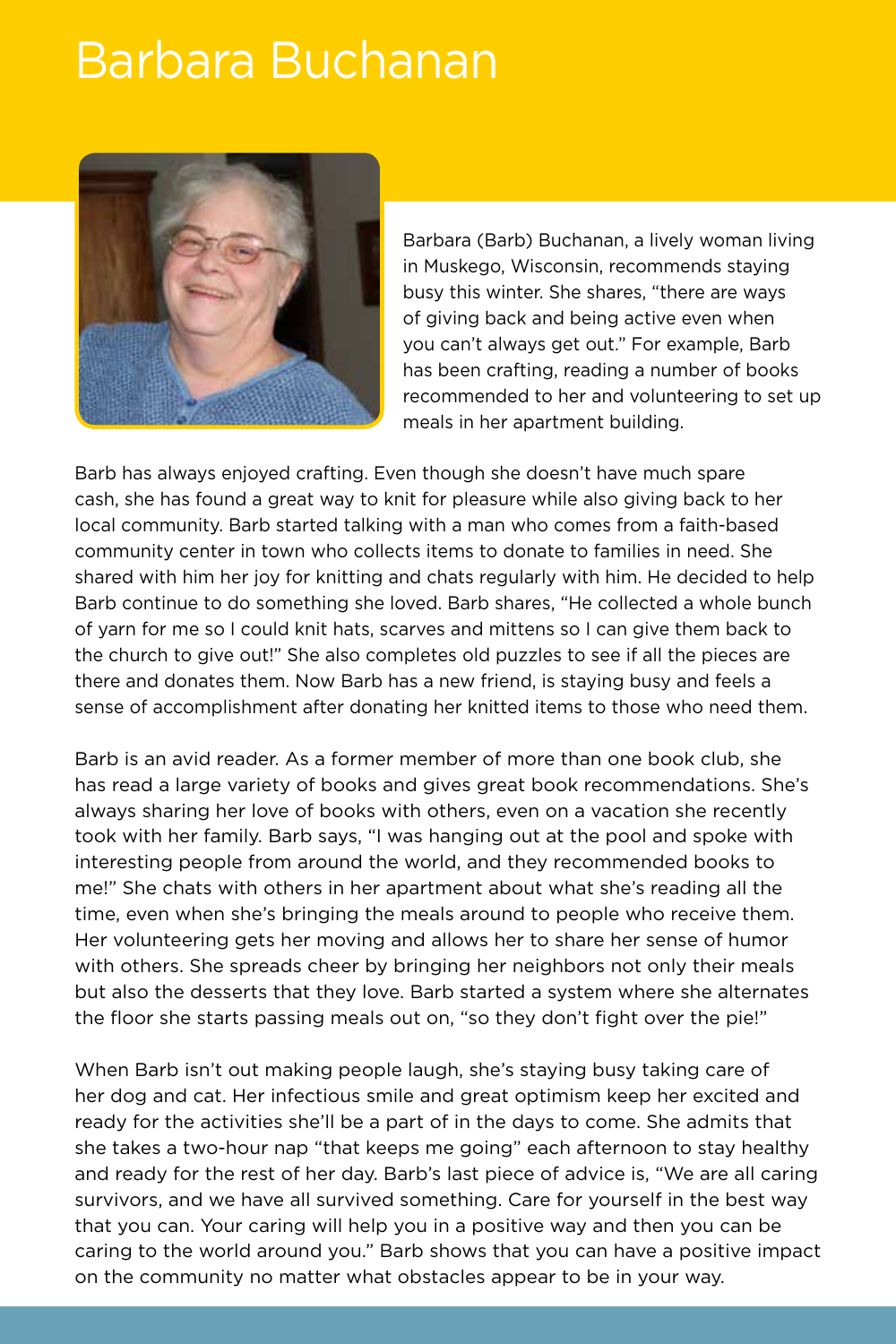# Barbara Buchanan

Barbara (Barb) Buchanan, a lively woman living in Muskego, Wisconsin, recommends staying busy this winter. She shares, "there are ways of giving back and being active even when you can't always get out." For example, Barb has been crafting, reading a number of books recommended to her and volunteering to set up meals in her apartment building.

Barb has always enjoyed crafting. Even though she doesn't have much spare cash, she has found a great way to knit for pleasure while also giving back to her local community. Barb started talking with a man who comes from a faith-based community center in town who collects items to donate to families in need. She shared with him her joy for knitting and chats regularly with him. He decided to help Barb continue to do something she loved. Barb shares, "He collected a whole bunch of yarn for me so I could knit hats, scarves and mittens so I can give them back to the church to give out!" She also completes old puzzles to see if all the pieces are there and donates them. Now Barb has a new friend, is staying busy and feels a sense of accomplishment after donating her knitted items to those who need them.

Barb is an avid reader. As a former member of more than one book club, she has read a large variety of books and gives great book recommendations. She's always sharing her love of books with others, even on a vacation she recently took with her family. Barb says, "I was hanging out at the pool and spoke with interesting people from around the world, and they recommended books to me!" She chats with others in her apartment about what she's reading all the time, even when she's bringing the meals around to people who receive them. Her volunteering gets her moving and allows her to share her sense of humor with others. She spreads cheer by bringing her neighbors not only their meals but also the desserts that they love. Barb started a system where she alternates the floor she starts passing meals out on, "so they don't fight over the pie!"

When Barb isn't out making people laugh, she's staying busy taking care of her dog and cat. Her infectious smile and great optimism keep her excited and ready for the activities she'll be a part of in the days to come. She admits that she takes a two-hour nap "that keeps me going" each afternoon to stay healthy and ready for the rest of her day. Barb's last piece of advice is, "We are all caring survivors, and we have all survived something. Care for yourself in the best way that you can. Your caring will help you in a positive way and then you can be caring to the world around you." Barb shows that you can have a positive impact on the community no matter what obstacles appear to be in your way.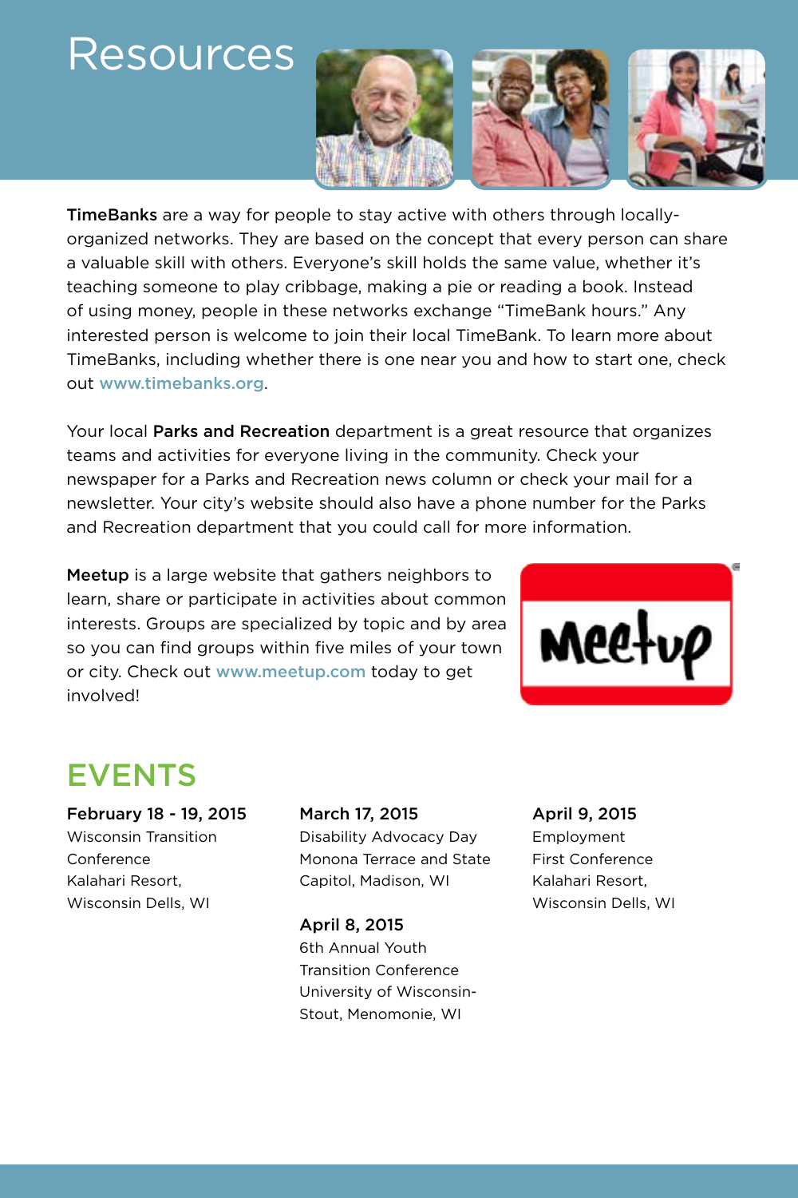# Resources

**TimeBanks** are a way for people to stay active with others through locally-organized networks. They are based on the concept that every person can share a valuable skill with others. Everyone's skill holds the same value, whether it's teaching someone to play cribbage, making a pie or reading a book. Instead of using money, people in these networks exchange "TimeBank hours." Any interested person is welcome to join their local TimeBank. To learn more about TimeBanks, including whether there is one near you and how to start one, check out www.timebanks.org.

Your local **Parks and Recreation** department is a great resource that organizes teams and activities for everyone living in the community. Check your newspaper for a Parks and Recreation news column or check your mail for a newsletter. Your city's website should also have a phone number for the Parks and Recreation department that you could call for more information.

**Meetup** is a large website that gathers neighbors to learn, share or participate in activities about common interests. Groups are specialized by topic and by area so you can find groups within five miles of your town or city. Check out www.meetup.com today to get involved!

## EVENTS

**February 18 - 19, 2015**
Wisconsin Transition Conference
Kalahari Resort, Wisconsin Dells, WI

**March 17, 2015**
Disability Advocacy Day
Monona Terrace and State Capitol, Madison, WI

**April 8, 2015**
6th Annual Youth Transition Conference
University of Wisconsin-Stout, Menomonie, WI

**April 9, 2015**
Employment First Conference
Kalahari Resort, Wisconsin Dells, WI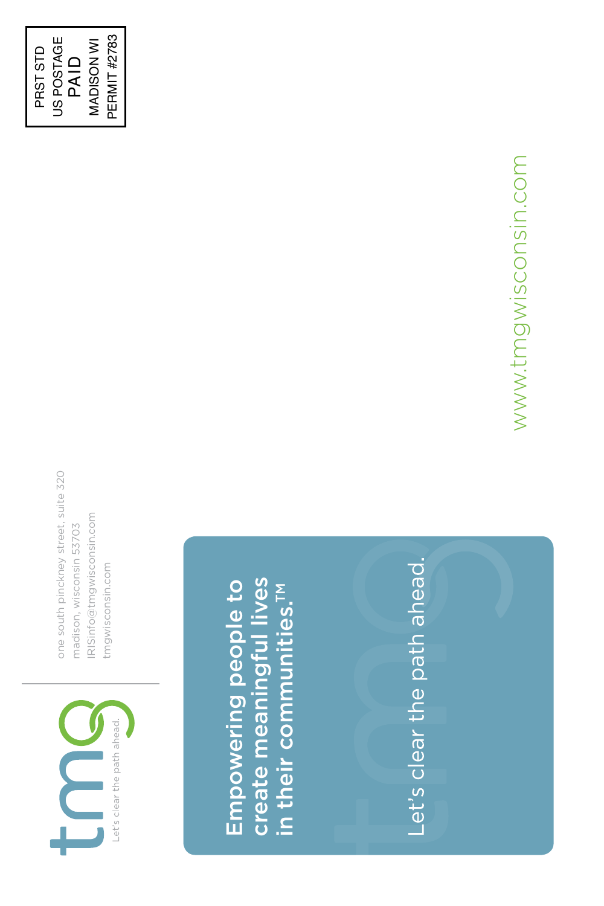PRST STD
US POSTAGE
PAID
MADISON WI
PERMIT #2783

tmg

Let's clear the path ahead.

one south pinckney street, suite 320
madison, wisconsin 53703
IRISinfo@tmgwisconsin.com
tmgwisconsin.com

**Empowering people to create meaningful lives in their communities.™**

Let's clear the path ahead.

www.tmgwisconsin.com